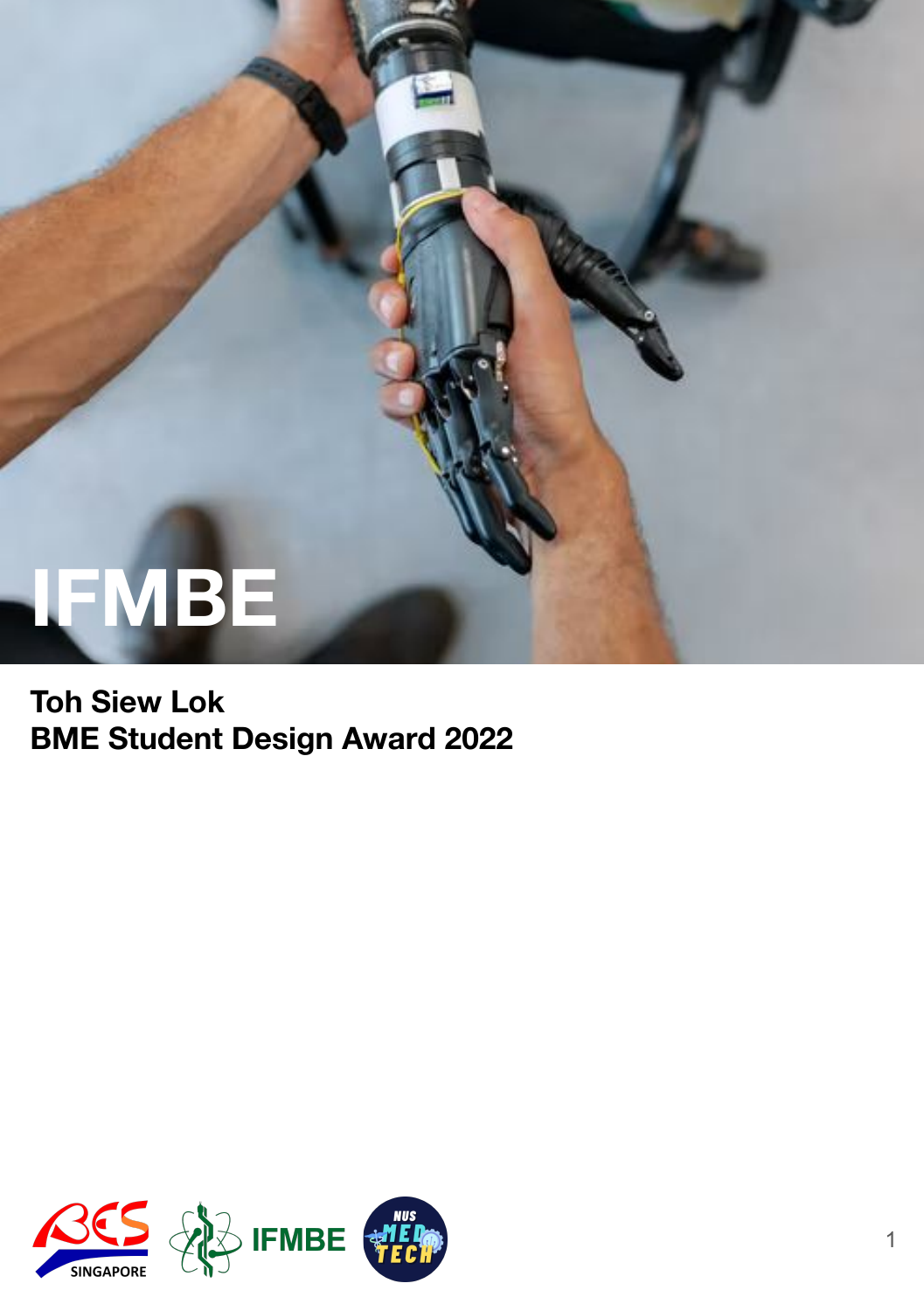# IFMBE

**Toh Siew Lok**
**BME Student Design Award 2022**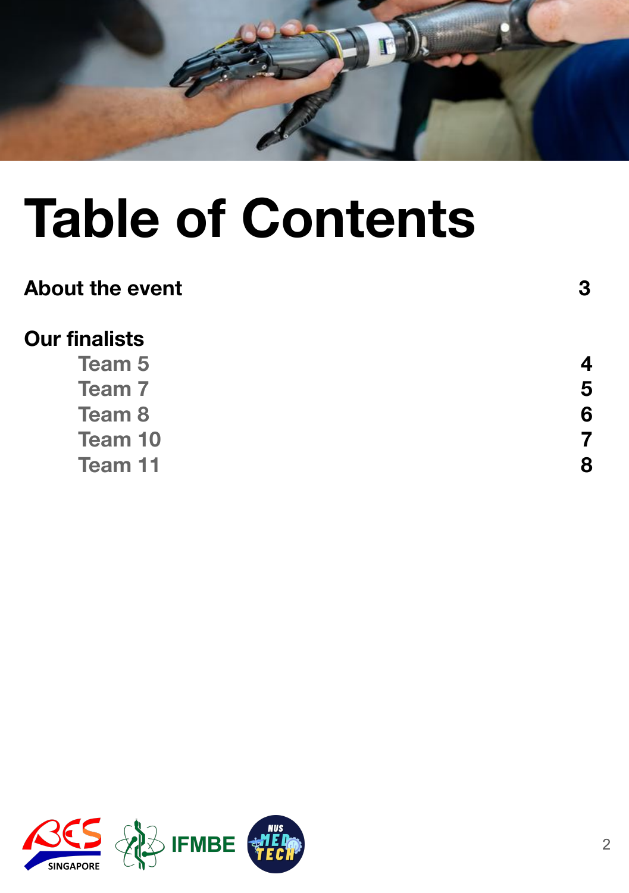# Table of Contents

| | |
|---|---|
| **About the event** | **3** |
| **Our finalists** | |
| Team 5 | **4** |
| Team 7 | **5** |
| Team 8 | **6** |
| Team 10 | **7** |
| Team 11 | **8** |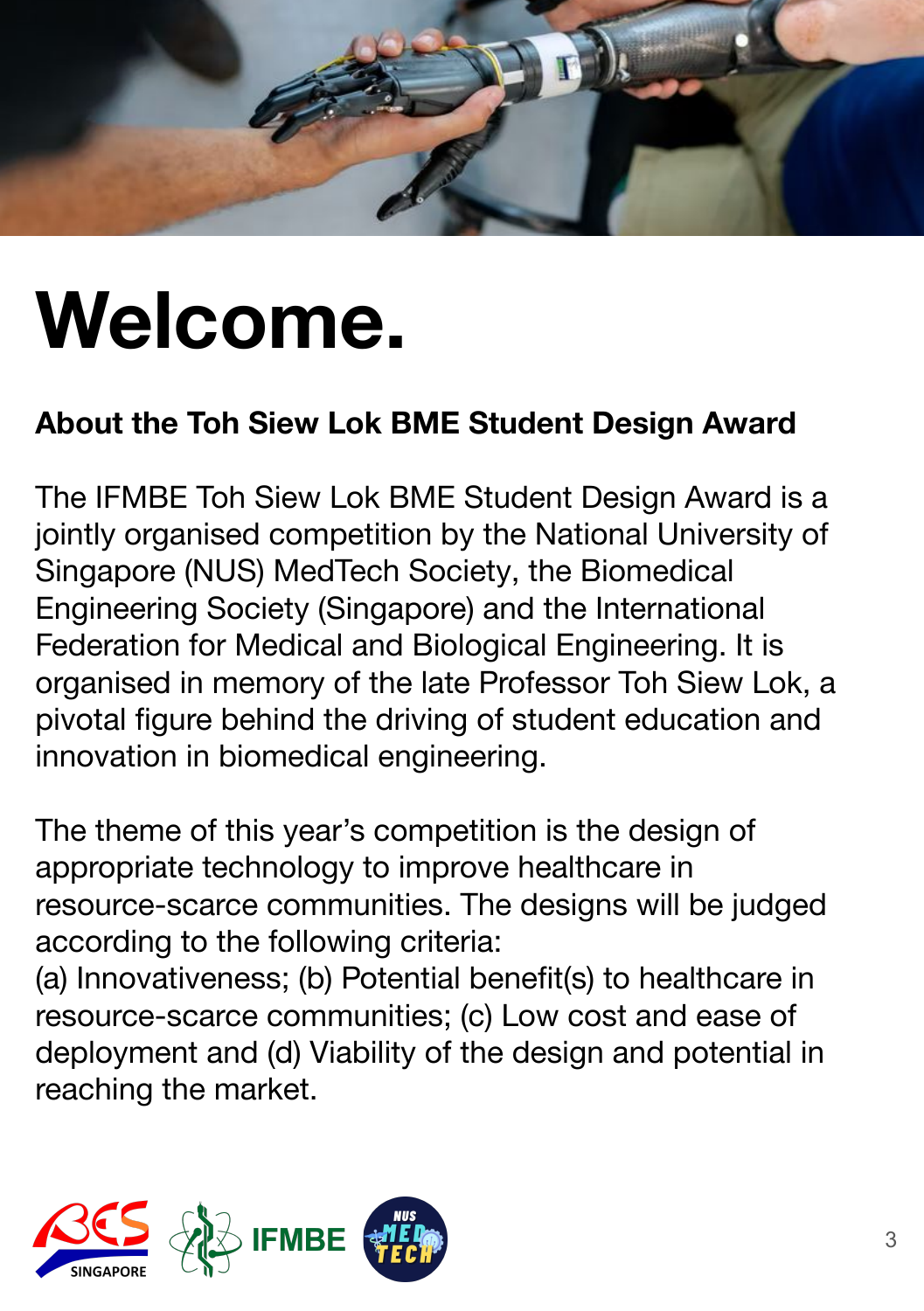# Welcome.

## About the Toh Siew Lok BME Student Design Award

The IFMBE Toh Siew Lok BME Student Design Award is a jointly organised competition by the National University of Singapore (NUS) MedTech Society, the Biomedical Engineering Society (Singapore) and the International Federation for Medical and Biological Engineering. It is organised in memory of the late Professor Toh Siew Lok, a pivotal figure behind the driving of student education and innovation in biomedical engineering.

The theme of this year's competition is the design of appropriate technology to improve healthcare in resource-scarce communities. The designs will be judged according to the following criteria:
(a) Innovativeness; (b) Potential benefit(s) to healthcare in resource-scarce communities; (c) Low cost and ease of deployment and (d) Viability of the design and potential in reaching the market.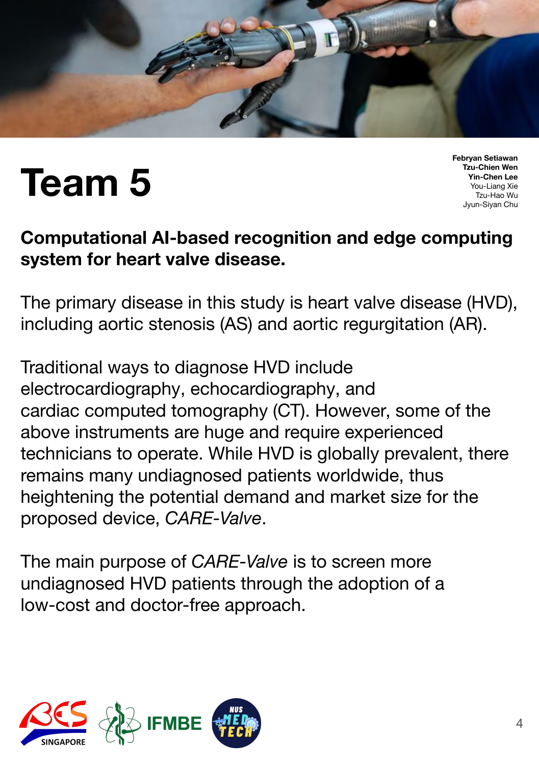# Team 5

**Febryan Setiawan**
**Tzu-Chien Wen**
**Yin-Chen Lee**
You-Liang Xie
Tzu-Hao Wu
Jyun-Siyan Chu

**Computational AI-based recognition and edge computing system for heart valve disease.**

The primary disease in this study is heart valve disease (HVD), including aortic stenosis (AS) and aortic regurgitation (AR).

Traditional ways to diagnose HVD include electrocardiography, echocardiography, and cardiac computed tomography (CT). However, some of the above instruments are huge and require experienced technicians to operate. While HVD is globally prevalent, there remains many undiagnosed patients worldwide, thus heightening the potential demand and market size for the proposed device, *CARE-Valve*.

The main purpose of *CARE-Valve* is to screen more undiagnosed HVD patients through the adoption of a low-cost and doctor-free approach.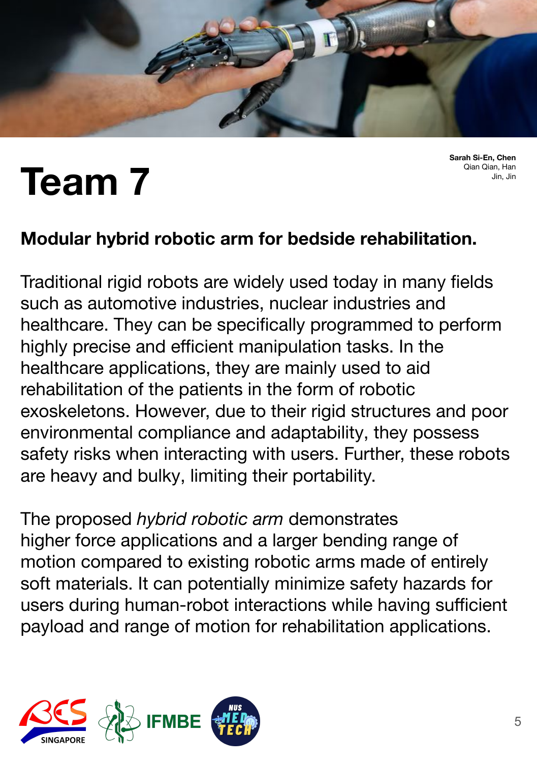# Team 7

**Sarah Si-En, Chen**
Qian Qian, Han
Jin, Jin

**Modular hybrid robotic arm for bedside rehabilitation.**

Traditional rigid robots are widely used today in many fields such as automotive industries, nuclear industries and healthcare. They can be specifically programmed to perform highly precise and efficient manipulation tasks. In the healthcare applications, they are mainly used to aid rehabilitation of the patients in the form of robotic exoskeletons. However, due to their rigid structures and poor environmental compliance and adaptability, they possess safety risks when interacting with users. Further, these robots are heavy and bulky, limiting their portability.

The proposed *hybrid robotic arm* demonstrates higher force applications and a larger bending range of motion compared to existing robotic arms made of entirely soft materials. It can potentially minimize safety hazards for users during human-robot interactions while having sufficient payload and range of motion for rehabilitation applications.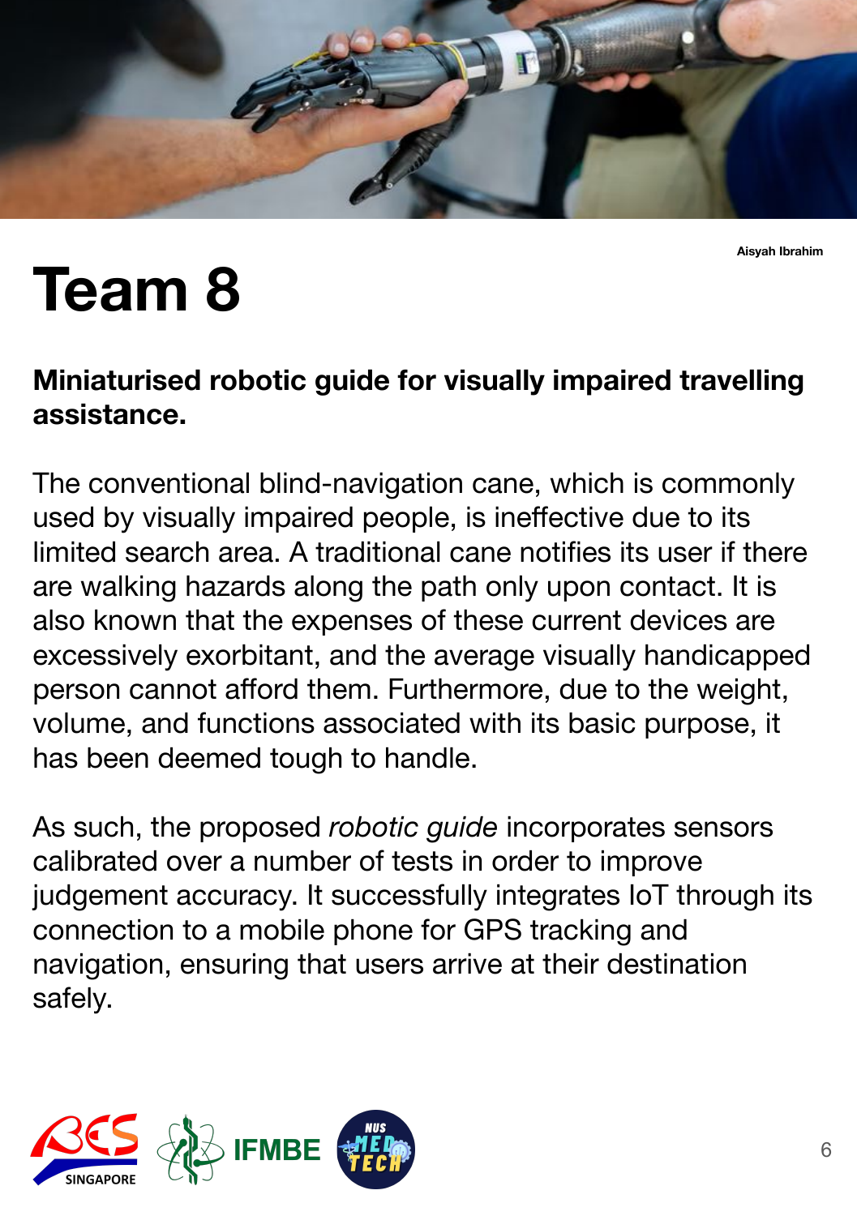Aisyah Ibrahim

# Team 8

**Miniaturised robotic guide for visually impaired travelling assistance.**

The conventional blind-navigation cane, which is commonly used by visually impaired people, is ineffective due to its limited search area. A traditional cane notifies its user if there are walking hazards along the path only upon contact. It is also known that the expenses of these current devices are excessively exorbitant, and the average visually handicapped person cannot afford them. Furthermore, due to the weight, volume, and functions associated with its basic purpose, it has been deemed tough to handle.

As such, the proposed *robotic guide* incorporates sensors calibrated over a number of tests in order to improve judgement accuracy. It successfully integrates IoT through its connection to a mobile phone for GPS tracking and navigation, ensuring that users arrive at their destination safely.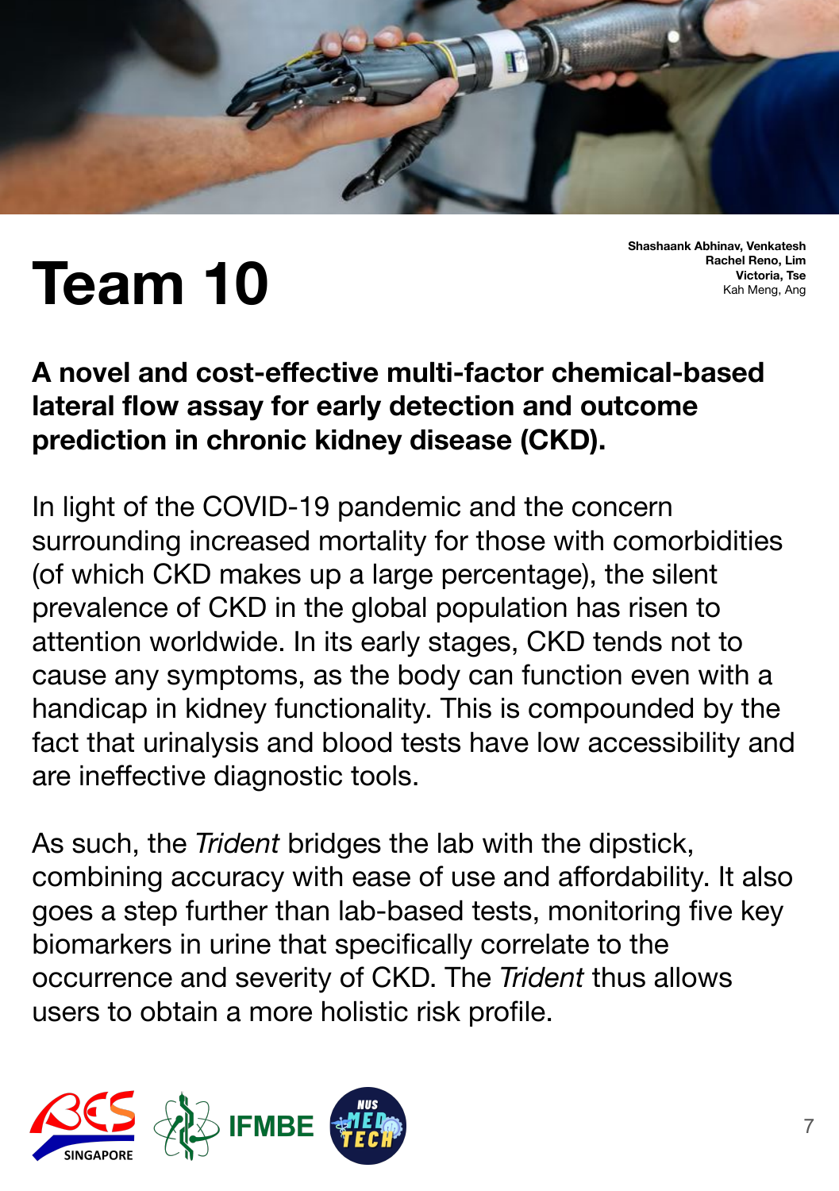# Team 10

**Shashaank Abhinav, Venkatesh**
**Rachel Reno, Lim**
**Victoria, Tse**
Kah Meng, Ang

**A novel and cost-effective multi-factor chemical-based lateral flow assay for early detection and outcome prediction in chronic kidney disease (CKD).**

In light of the COVID-19 pandemic and the concern surrounding increased mortality for those with comorbidities (of which CKD makes up a large percentage), the silent prevalence of CKD in the global population has risen to attention worldwide. In its early stages, CKD tends not to cause any symptoms, as the body can function even with a handicap in kidney functionality. This is compounded by the fact that urinalysis and blood tests have low accessibility and are ineffective diagnostic tools.

As such, the *Trident* bridges the lab with the dipstick, combining accuracy with ease of use and affordability. It also goes a step further than lab-based tests, monitoring five key biomarkers in urine that specifically correlate to the occurrence and severity of CKD. The *Trident* thus allows users to obtain a more holistic risk profile.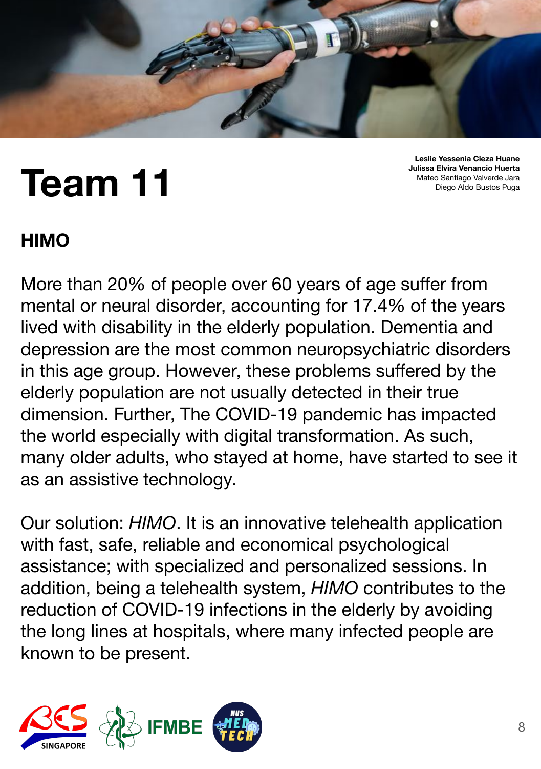# Team 11

**Leslie Yessenia Cieza Huane**
**Julissa Elvira Venancio Huerta**
Mateo Santiago Valverde Jara
Diego Aldo Bustos Puga

## HIMO

More than 20% of people over 60 years of age suffer from mental or neural disorder, accounting for 17.4% of the years lived with disability in the elderly population. Dementia and depression are the most common neuropsychiatric disorders in this age group. However, these problems suffered by the elderly population are not usually detected in their true dimension. Further, The COVID-19 pandemic has impacted the world especially with digital transformation. As such, many older adults, who stayed at home, have started to see it as an assistive technology.

Our solution: *HIMO*. It is an innovative telehealth application with fast, safe, reliable and economical psychological assistance; with specialized and personalized sessions. In addition, being a telehealth system, *HIMO* contributes to the reduction of COVID-19 infections in the elderly by avoiding the long lines at hospitals, where many infected people are known to be present.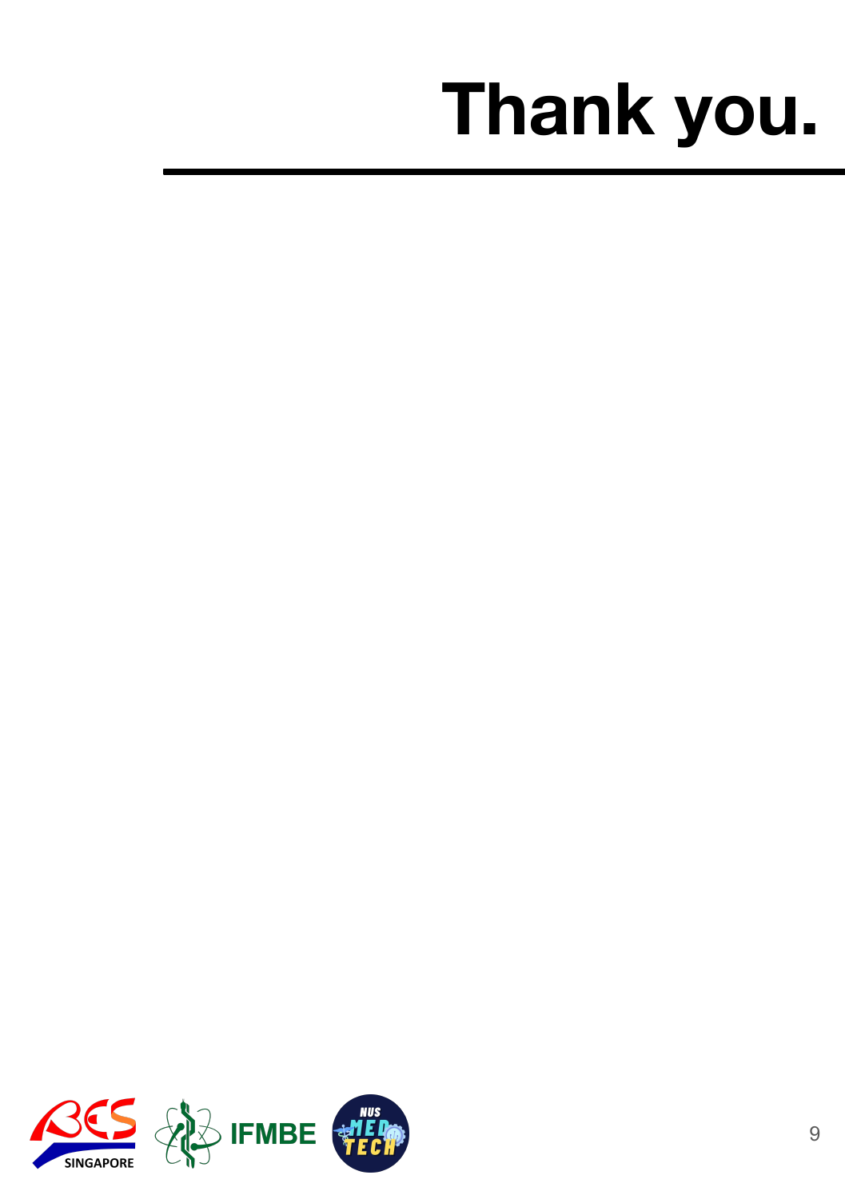# Thank you.